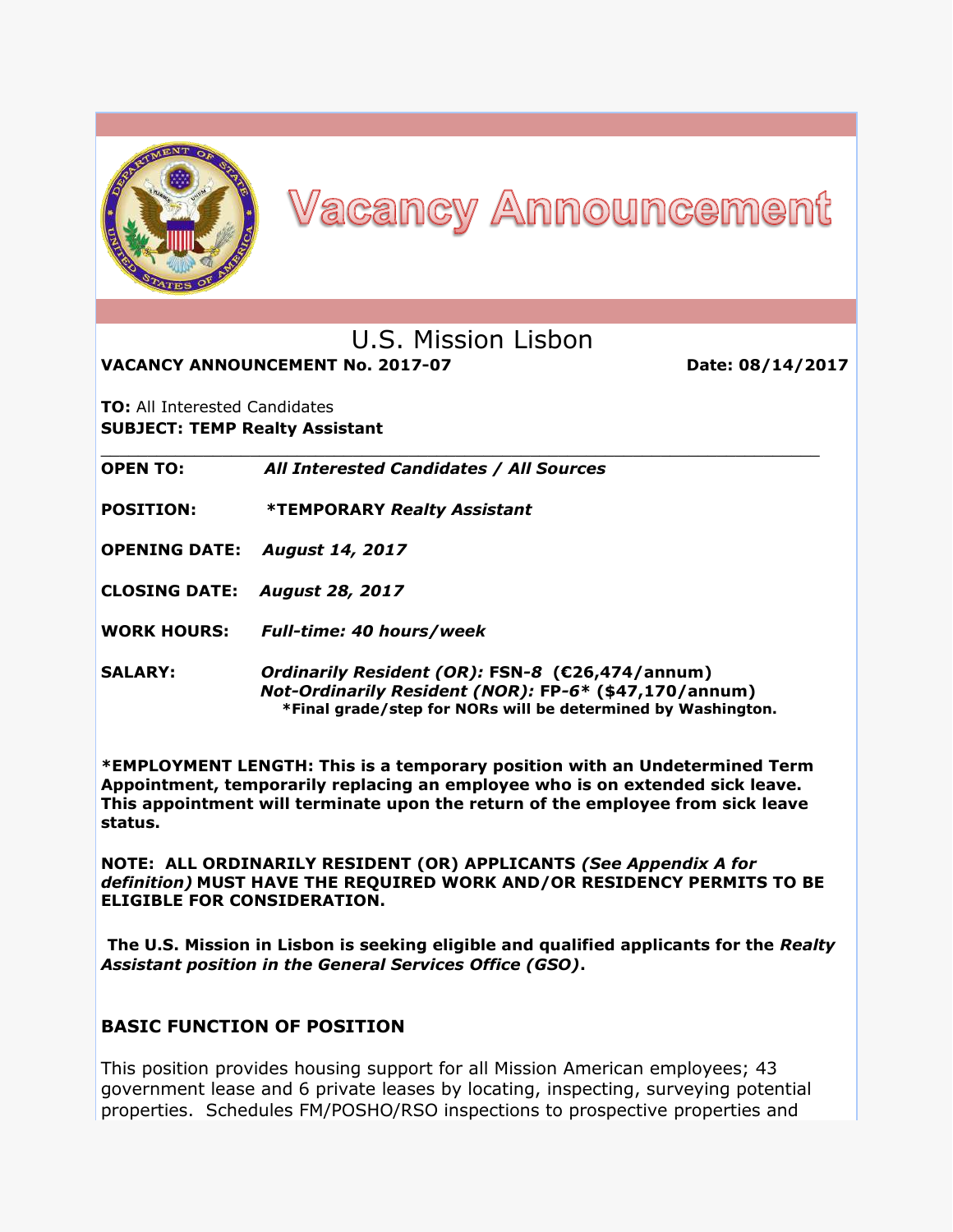# Vacancy Announcement

## U.S. Mission Lisbon

**VACANCY ANNOUNCEMENT No. 2017-07** **Date: 08/14/2017**

**TO:** All Interested Candidates
**SUBJECT: TEMP Realty Assistant**

---

**OPEN TO:** ***All Interested Candidates / All Sources***

**POSITION:** **\*TEMPORARY** ***Realty Assistant***

**OPENING DATE:** ***August 14, 2017***

**CLOSING DATE:** ***August 28, 2017***

**WORK HOURS:** ***Full-time: 40 hours/week***

**SALARY:** ***Ordinarily Resident (OR):*** **FSN-*8* (€26,474/annum)**
***Not-Ordinarily Resident (NOR):*** **FP-*6*\* ($47,170/annum)**
**\*Final grade/step for NORs will be determined by Washington.**

**\*EMPLOYMENT LENGTH: This is a temporary position with an Undetermined Term Appointment, temporarily replacing an employee who is on extended sick leave. This appointment will terminate upon the return of the employee from sick leave status.**

**NOTE: ALL ORDINARILY RESIDENT (OR) APPLICANTS *(See Appendix A for definition)* MUST HAVE THE REQUIRED WORK AND/OR RESIDENCY PERMITS TO BE ELIGIBLE FOR CONSIDERATION.**

**The U.S. Mission in Lisbon is seeking eligible and qualified applicants for the *Realty Assistant position in the General Services Office (GSO)*.**

## BASIC FUNCTION OF POSITION

This position provides housing support for all Mission American employees; 43 government lease and 6 private leases by locating, inspecting, surveying potential properties. Schedules FM/POSHO/RSO inspections to prospective properties and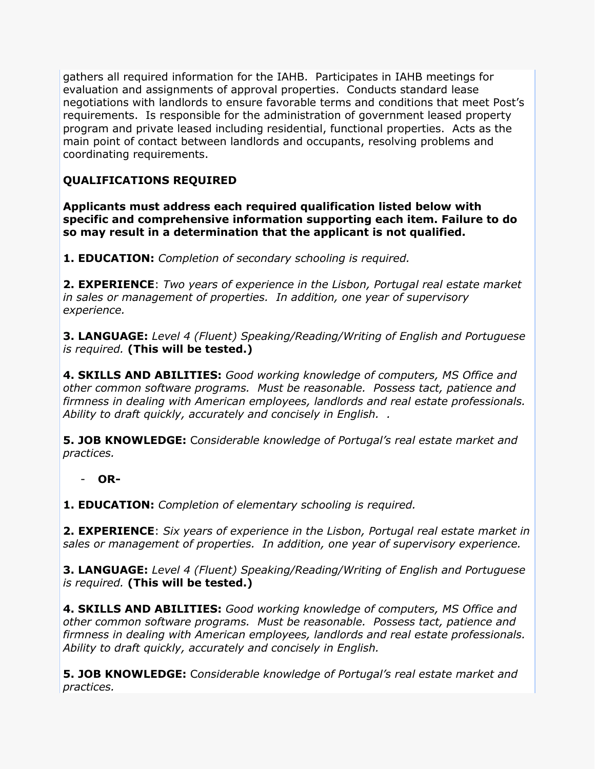gathers all required information for the IAHB. Participates in IAHB meetings for evaluation and assignments of approval properties. Conducts standard lease negotiations with landlords to ensure favorable terms and conditions that meet Post's requirements. Is responsible for the administration of government leased property program and private leased including residential, functional properties. Acts as the main point of contact between landlords and occupants, resolving problems and coordinating requirements.

**QUALIFICATIONS REQUIRED**

**Applicants must address each required qualification listed below with specific and comprehensive information supporting each item. Failure to do so may result in a determination that the applicant is not qualified.**

**1. EDUCATION:** *Completion of secondary schooling is required.*

**2. EXPERIENCE**: *Two years of experience in the Lisbon, Portugal real estate market in sales or management of properties. In addition, one year of supervisory experience.*

**3. LANGUAGE:** *Level 4 (Fluent) Speaking/Reading/Writing of English and Portuguese is required.* **(This will be tested.)**

**4. SKILLS AND ABILITIES:** *Good working knowledge of computers, MS Office and other common software programs. Must be reasonable. Possess tact, patience and firmness in dealing with American employees, landlords and real estate professionals. Ability to draft quickly, accurately and concisely in English. .*

**5. JOB KNOWLEDGE:** C*onsiderable knowledge of Portugal's real estate market and practices.*

- **OR-**

**1. EDUCATION:** *Completion of elementary schooling is required.*

**2. EXPERIENCE**: *Six years of experience in the Lisbon, Portugal real estate market in sales or management of properties. In addition, one year of supervisory experience.*

**3. LANGUAGE:** *Level 4 (Fluent) Speaking/Reading/Writing of English and Portuguese is required.* **(This will be tested.)**

**4. SKILLS AND ABILITIES:** *Good working knowledge of computers, MS Office and other common software programs. Must be reasonable. Possess tact, patience and firmness in dealing with American employees, landlords and real estate professionals. Ability to draft quickly, accurately and concisely in English.*

**5. JOB KNOWLEDGE:** C*onsiderable knowledge of Portugal's real estate market and practices.*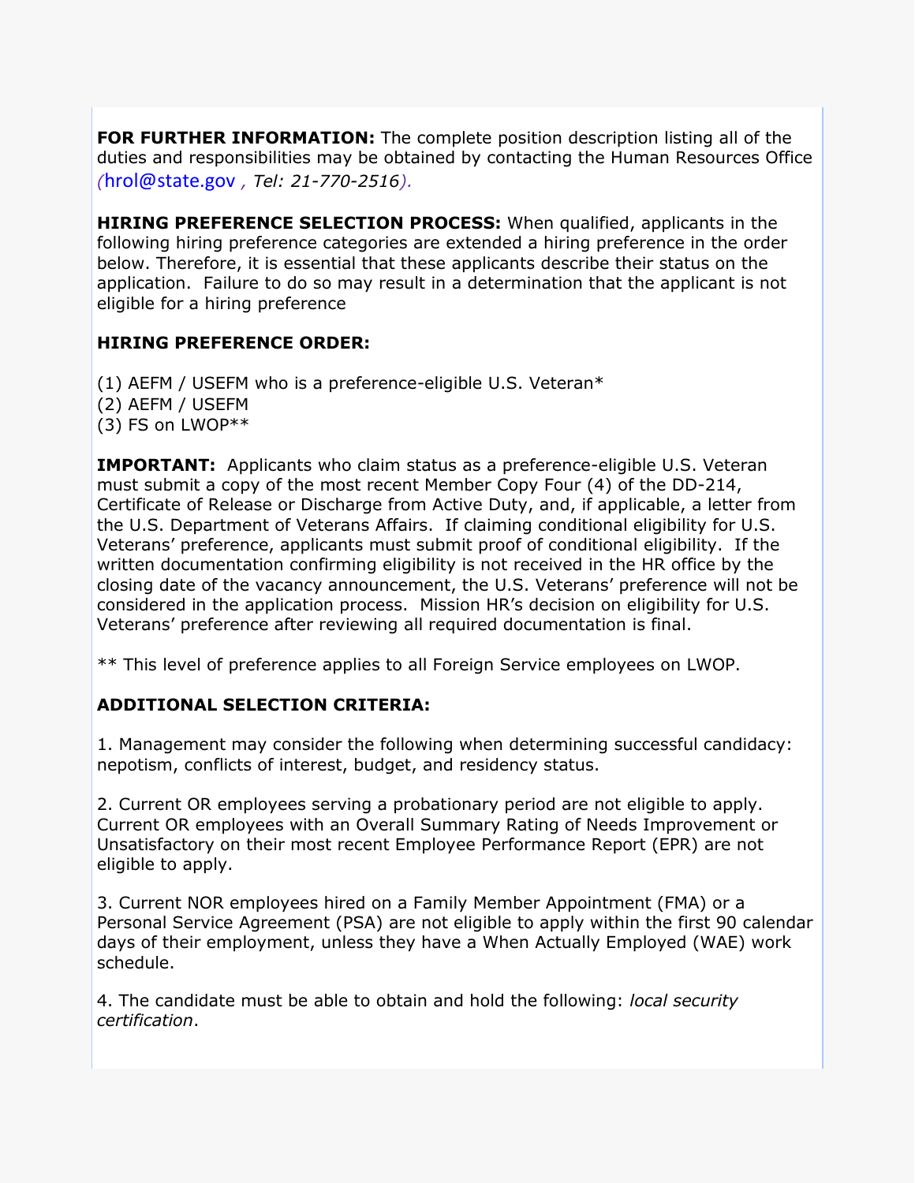**FOR FURTHER INFORMATION:** The complete position description listing all of the duties and responsibilities may be obtained by contacting the Human Resources Office (hrol@state.gov *, Tel: 21-770-2516*).

**HIRING PREFERENCE SELECTION PROCESS:** When qualified, applicants in the following hiring preference categories are extended a hiring preference in the order below. Therefore, it is essential that these applicants describe their status on the application. Failure to do so may result in a determination that the applicant is not eligible for a hiring preference

**HIRING PREFERENCE ORDER:**

(1) AEFM / USEFM who is a preference-eligible U.S. Veteran*
(2) AEFM / USEFM
(3) FS on LWOP**

**IMPORTANT:** Applicants who claim status as a preference-eligible U.S. Veteran must submit a copy of the most recent Member Copy Four (4) of the DD-214, Certificate of Release or Discharge from Active Duty, and, if applicable, a letter from the U.S. Department of Veterans Affairs. If claiming conditional eligibility for U.S. Veterans' preference, applicants must submit proof of conditional eligibility. If the written documentation confirming eligibility is not received in the HR office by the closing date of the vacancy announcement, the U.S. Veterans' preference will not be considered in the application process. Mission HR's decision on eligibility for U.S. Veterans' preference after reviewing all required documentation is final.

** This level of preference applies to all Foreign Service employees on LWOP.

**ADDITIONAL SELECTION CRITERIA:**

1. Management may consider the following when determining successful candidacy: nepotism, conflicts of interest, budget, and residency status.

2. Current OR employees serving a probationary period are not eligible to apply. Current OR employees with an Overall Summary Rating of Needs Improvement or Unsatisfactory on their most recent Employee Performance Report (EPR) are not eligible to apply.

3. Current NOR employees hired on a Family Member Appointment (FMA) or a Personal Service Agreement (PSA) are not eligible to apply within the first 90 calendar days of their employment, unless they have a When Actually Employed (WAE) work schedule.

4. The candidate must be able to obtain and hold the following: *local security certification*.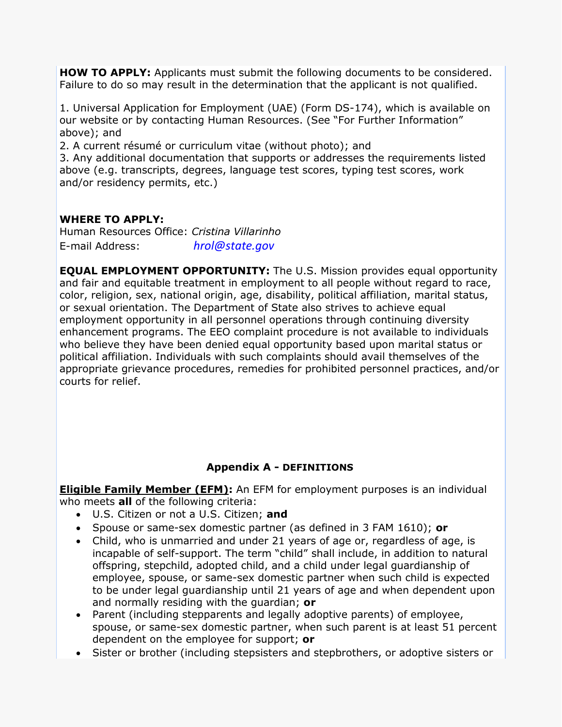**HOW TO APPLY:** Applicants must submit the following documents to be considered. Failure to do so may result in the determination that the applicant is not qualified.

1. Universal Application for Employment (UAE) (Form DS-174), which is available on our website or by contacting Human Resources. (See "For Further Information" above); and
2. A current résumé or curriculum vitae (without photo); and
3. Any additional documentation that supports or addresses the requirements listed above (e.g. transcripts, degrees, language test scores, typing test scores, work and/or residency permits, etc.)

**WHERE TO APPLY:**
Human Resources Office: *Cristina Villarinho*
E-mail Address: *hrol@state.gov*

**EQUAL EMPLOYMENT OPPORTUNITY:** The U.S. Mission provides equal opportunity and fair and equitable treatment in employment to all people without regard to race, color, religion, sex, national origin, age, disability, political affiliation, marital status, or sexual orientation. The Department of State also strives to achieve equal employment opportunity in all personnel operations through continuing diversity enhancement programs. The EEO complaint procedure is not available to individuals who believe they have been denied equal opportunity based upon marital status or political affiliation. Individuals with such complaints should avail themselves of the appropriate grievance procedures, remedies for prohibited personnel practices, and/or courts for relief.

## Appendix A - DEFINITIONS

**Eligible Family Member (EFM):** An EFM for employment purposes is an individual who meets **all** of the following criteria:

- U.S. Citizen or not a U.S. Citizen; **and**
- Spouse or same-sex domestic partner (as defined in 3 FAM 1610); **or**
- Child, who is unmarried and under 21 years of age or, regardless of age, is incapable of self-support. The term "child" shall include, in addition to natural offspring, stepchild, adopted child, and a child under legal guardianship of employee, spouse, or same-sex domestic partner when such child is expected to be under legal guardianship until 21 years of age and when dependent upon and normally residing with the guardian; **or**
- Parent (including stepparents and legally adoptive parents) of employee, spouse, or same-sex domestic partner, when such parent is at least 51 percent dependent on the employee for support; **or**
- Sister or brother (including stepsisters and stepbrothers, or adoptive sisters or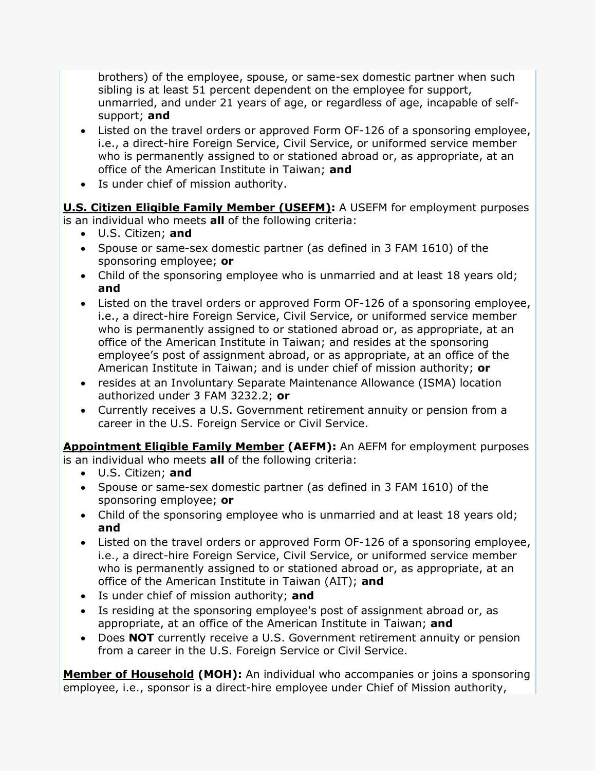brothers) of the employee, spouse, or same-sex domestic partner when such sibling is at least 51 percent dependent on the employee for support, unmarried, and under 21 years of age, or regardless of age, incapable of self-support; **and**

- Listed on the travel orders or approved Form OF-126 of a sponsoring employee, i.e., a direct-hire Foreign Service, Civil Service, or uniformed service member who is permanently assigned to or stationed abroad or, as appropriate, at an office of the American Institute in Taiwan; **and**
- Is under chief of mission authority.

**U.S. Citizen Eligible Family Member (USEFM):** A USEFM for employment purposes is an individual who meets **all** of the following criteria:

- U.S. Citizen; **and**
- Spouse or same-sex domestic partner (as defined in 3 FAM 1610) of the sponsoring employee; **or**
- Child of the sponsoring employee who is unmarried and at least 18 years old; **and**
- Listed on the travel orders or approved Form OF-126 of a sponsoring employee, i.e., a direct-hire Foreign Service, Civil Service, or uniformed service member who is permanently assigned to or stationed abroad or, as appropriate, at an office of the American Institute in Taiwan; and resides at the sponsoring employee's post of assignment abroad, or as appropriate, at an office of the American Institute in Taiwan; and is under chief of mission authority; **or**
- resides at an Involuntary Separate Maintenance Allowance (ISMA) location authorized under 3 FAM 3232.2; **or**
- Currently receives a U.S. Government retirement annuity or pension from a career in the U.S. Foreign Service or Civil Service.

**Appointment Eligible Family Member (AEFM):** An AEFM for employment purposes is an individual who meets **all** of the following criteria:

- U.S. Citizen; **and**
- Spouse or same-sex domestic partner (as defined in 3 FAM 1610) of the sponsoring employee; **or**
- Child of the sponsoring employee who is unmarried and at least 18 years old; **and**
- Listed on the travel orders or approved Form OF-126 of a sponsoring employee, i.e., a direct-hire Foreign Service, Civil Service, or uniformed service member who is permanently assigned to or stationed abroad or, as appropriate, at an office of the American Institute in Taiwan (AIT); **and**
- Is under chief of mission authority; **and**
- Is residing at the sponsoring employee's post of assignment abroad or, as appropriate, at an office of the American Institute in Taiwan; **and**
- Does **NOT** currently receive a U.S. Government retirement annuity or pension from a career in the U.S. Foreign Service or Civil Service.

**Member of Household (MOH):** An individual who accompanies or joins a sponsoring employee, i.e., sponsor is a direct-hire employee under Chief of Mission authority,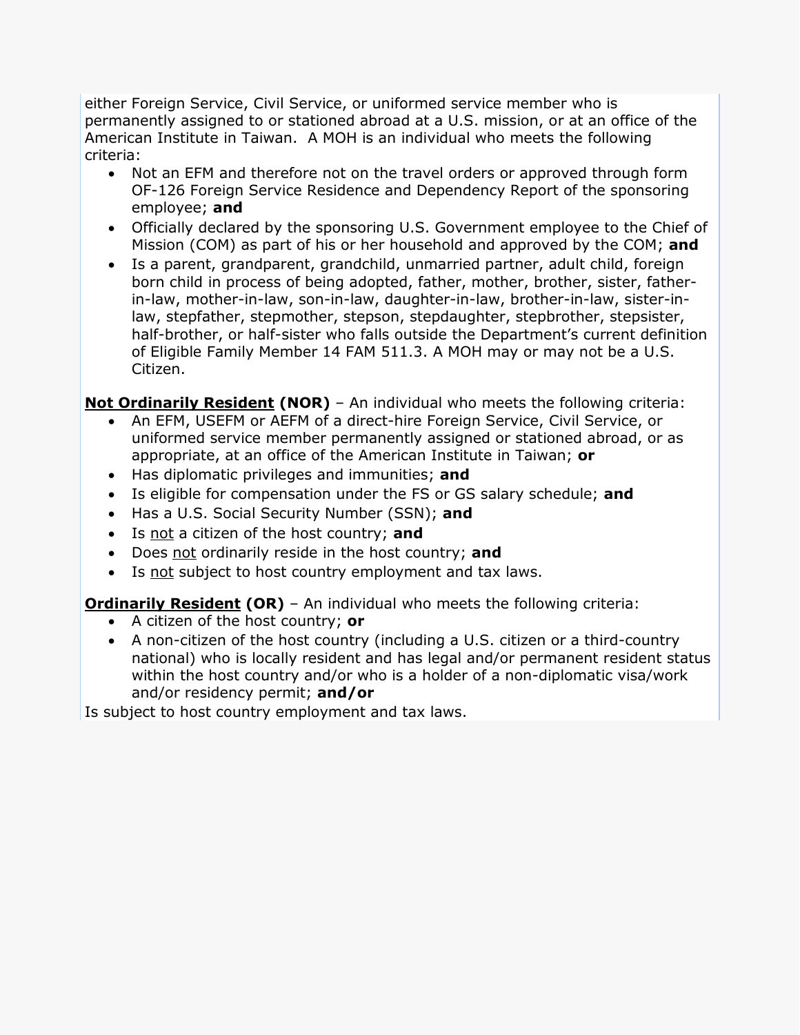either Foreign Service, Civil Service, or uniformed service member who is permanently assigned to or stationed abroad at a U.S. mission, or at an office of the American Institute in Taiwan. A MOH is an individual who meets the following criteria:

- Not an EFM and therefore not on the travel orders or approved through form OF-126 Foreign Service Residence and Dependency Report of the sponsoring employee; **and**
- Officially declared by the sponsoring U.S. Government employee to the Chief of Mission (COM) as part of his or her household and approved by the COM; **and**
- Is a parent, grandparent, grandchild, unmarried partner, adult child, foreign born child in process of being adopted, father, mother, brother, sister, father-in-law, mother-in-law, son-in-law, daughter-in-law, brother-in-law, sister-in-law, stepfather, stepmother, stepson, stepdaughter, stepbrother, stepsister, half-brother, or half-sister who falls outside the Department's current definition of Eligible Family Member 14 FAM 511.3. A MOH may or may not be a U.S. Citizen.

**<u>Not Ordinarily Resident</u> (NOR)** – An individual who meets the following criteria:

- An EFM, USEFM or AEFM of a direct-hire Foreign Service, Civil Service, or uniformed service member permanently assigned or stationed abroad, or as appropriate, at an office of the American Institute in Taiwan; **or**
- Has diplomatic privileges and immunities; **and**
- Is eligible for compensation under the FS or GS salary schedule; **and**
- Has a U.S. Social Security Number (SSN); **and**
- Is <u>not</u> a citizen of the host country; **and**
- Does <u>not</u> ordinarily reside in the host country; **and**
- Is <u>not</u> subject to host country employment and tax laws.

**<u>Ordinarily Resident</u> (OR)** – An individual who meets the following criteria:

- A citizen of the host country; **or**
- A non-citizen of the host country (including a U.S. citizen or a third-country national) who is locally resident and has legal and/or permanent resident status within the host country and/or who is a holder of a non-diplomatic visa/work and/or residency permit; **and/or**

Is subject to host country employment and tax laws.